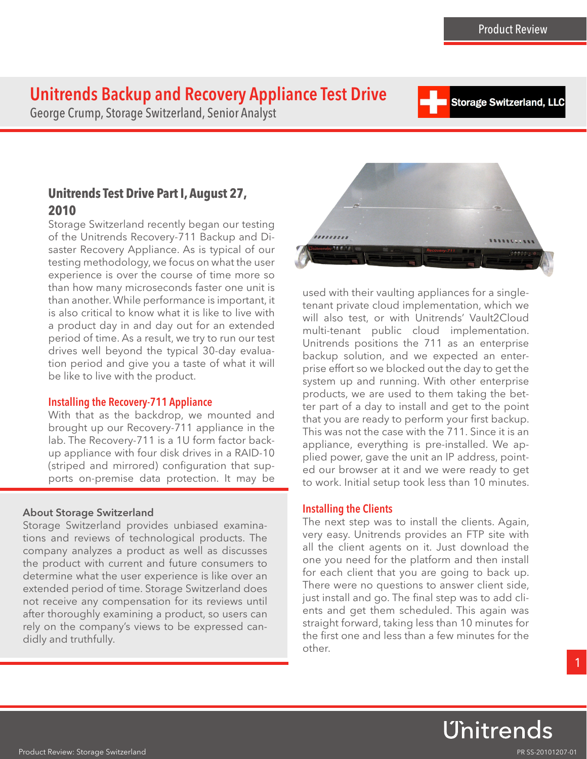# Unitrends Backup and Recovery Appliance Test Drive

George Crump, Storage Switzerland, Senior Analyst

## Unitrends Test Drive Part I, August 27, 2010

Storage Switzerland recently began our testing of the Unitrends Recovery-711 Backup and Disaster Recovery Appliance. As is typical of our testing methodology, we focus on what the user experience is over the course of time more so than how many microseconds faster one unit is than another. While performance is important, it is also critical to know what it is like to live with a product day in and day out for an extended period of time. As a result, we try to run our test drives well beyond the typical 30-day evaluation period and give you a taste of what it will be like to live with the product.

### Installing the Recovery-711 Appliance

With that as the backdrop, we mounted and brought up our Recovery-711 appliance in the lab. The Recovery-711 is a 1U form factor backup appliance with four disk drives in a RAID-10 (striped and mirrored) configuration that supports on-premise data protection. It may be used with their vaulting appliances for a single-tenant private cloud implementation, which we will also test, or with Unitrends' Vault2Cloud multi-tenant public cloud implementation. Unitrends positions the 711 as an enterprise backup solution, and we expected an enterprise effort so we blocked out the day to get the system up and running. With other enterprise products, we are used to them taking the better part of a day to install and get to the point that you are ready to perform your first backup. This was not the case with the 711. Since it is an appliance, everything is pre-installed. We applied power, gave the unit an IP address, pointed our browser at it and we were ready to get to work. Initial setup took less than 10 minutes.

### Installing the Clients

The next step was to install the clients. Again, very easy. Unitrends provides an FTP site with all the client agents on it. Just download the one you need for the platform and then install for each client that you are going to back up. There were no questions to answer client side, just install and go. The final step was to add clients and get them scheduled. This again was straight forward, taking less than 10 minutes for the first one and less than a few minutes for the other.

#### About Storage Switzerland

Storage Switzerland provides unbiased examinations and reviews of technological products. The company analyzes a product as well as discusses the product with current and future consumers to determine what the user experience is like over an extended period of time. Storage Switzerland does not receive any compensation for its reviews until after thoroughly examining a product, so users can rely on the company's views to be expressed candidly and truthfully.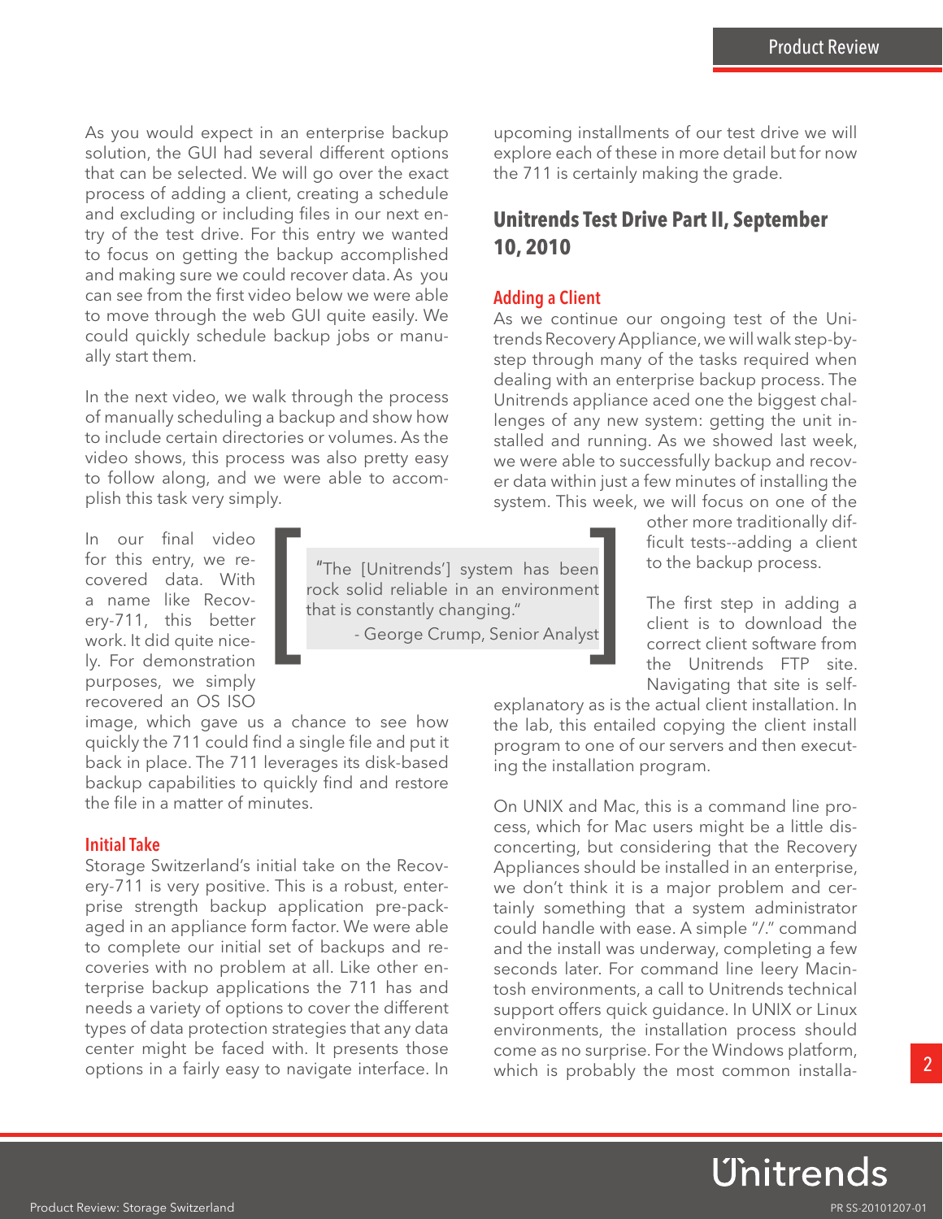As you would expect in an enterprise backup solution, the GUI had several different options that can be selected. We will go over the exact process of adding a client, creating a schedule and excluding or including files in our next entry of the test drive. For this entry we wanted to focus on getting the backup accomplished and making sure we could recover data. As you can see from the first video below we were able to move through the web GUI quite easily. We could quickly schedule backup jobs or manually start them.

In the next video, we walk through the process of manually scheduling a backup and show how to include certain directories or volumes. As the video shows, this process was also pretty easy to follow along, and we were able to accomplish this task very simply.

In our final video for this entry, we recovered data. With a name like Recovery-711, this better work. It did quite nicely. For demonstration purposes, we simply recovered an OS ISO image, which gave us a chance to see how quickly the 711 could find a single file and put it back in place. The 711 leverages its disk-based backup capabilities to quickly find and restore the file in a matter of minutes.

> "The [Unitrends'] system has been rock solid reliable in an environment that is constantly changing."
>
> - George Crump, Senior Analyst

### Initial Take

Storage Switzerland's initial take on the Recovery-711 is very positive. This is a robust, enterprise strength backup application pre-packaged in an appliance form factor. We were able to complete our initial set of backups and recoveries with no problem at all. Like other enterprise backup applications the 711 has and needs a variety of options to cover the different types of data protection strategies that any data center might be faced with. It presents those options in a fairly easy to navigate interface. In upcoming installments of our test drive we will explore each of these in more detail but for now the 711 is certainly making the grade.

## Unitrends Test Drive Part II, September 10, 2010

### Adding a Client

As we continue our ongoing test of the Unitrends Recovery Appliance, we will walk step-by-step through many of the tasks required when dealing with an enterprise backup process. The Unitrends appliance aced one the biggest challenges of any new system: getting the unit installed and running. As we showed last week, we were able to successfully backup and recover data within just a few minutes of installing the system. This week, we will focus on one of the other more traditionally difficult tests--adding a client to the backup process.

The first step in adding a client is to download the correct client software from the Unitrends FTP site. Navigating that site is self-explanatory as is the actual client installation. In the lab, this entailed copying the client install program to one of our servers and then executing the installation program.

On UNIX and Mac, this is a command line process, which for Mac users might be a little disconcerting, but considering that the Recovery Appliances should be installed in an enterprise, we don't think it is a major problem and certainly something that a system administrator could handle with ease. A simple "/." command and the install was underway, completing a few seconds later. For command line leery Macintosh environments, a call to Unitrends technical support offers quick guidance. In UNIX or Linux environments, the installation process should come as no surprise. For the Windows platform, which is probably the most common installa-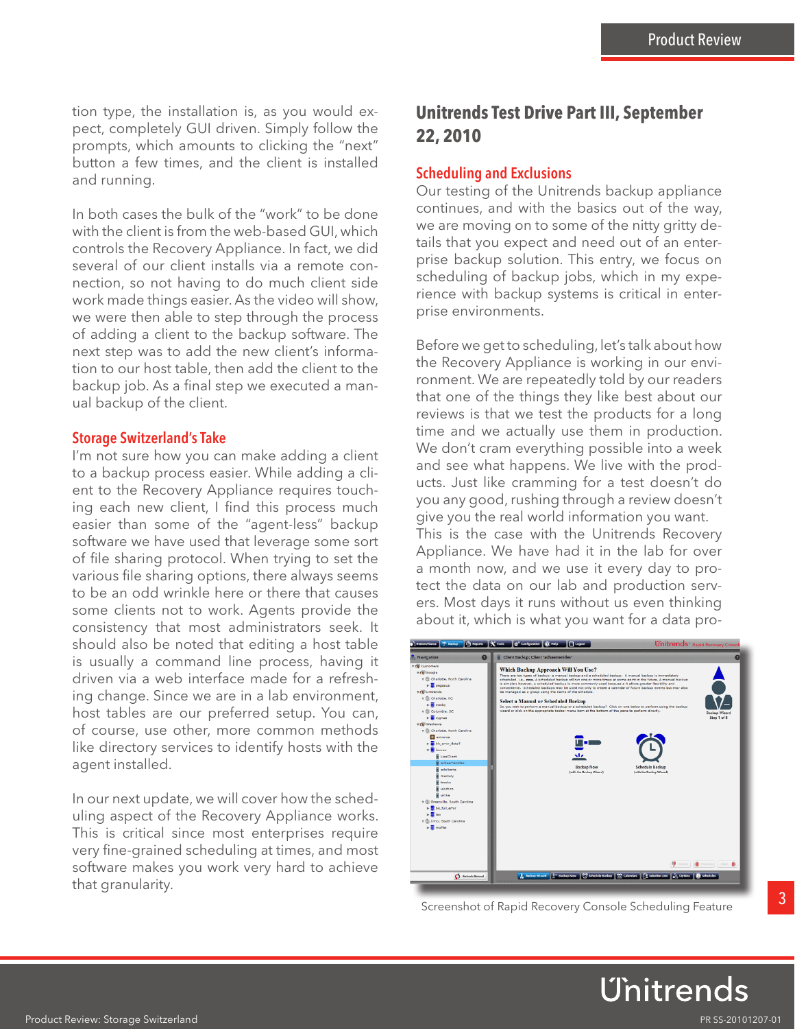tion type, the installation is, as you would expect, completely GUI driven. Simply follow the prompts, which amounts to clicking the "next" button a few times, and the client is installed and running.

In both cases the bulk of the "work" to be done with the client is from the web-based GUI, which controls the Recovery Appliance. In fact, we did several of our client installs via a remote connection, so not having to do much client side work made things easier. As the video will show, we were then able to step through the process of adding a client to the backup software. The next step was to add the new client's information to our host table, then add the client to the backup job. As a final step we executed a manual backup of the client.

### Storage Switzerland's Take

I'm not sure how you can make adding a client to a backup process easier. While adding a client to the Recovery Appliance requires touching each new client, I find this process much easier than some of the "agent-less" backup software we have used that leverage some sort of file sharing protocol. When trying to set the various file sharing options, there always seems to be an odd wrinkle here or there that causes some clients not to work. Agents provide the consistency that most administrators seek. It should also be noted that editing a host table is usually a command line process, having it driven via a web interface made for a refreshing change. Since we are in a lab environment, host tables are our preferred setup. You can, of course, use other, more common methods like directory services to identify hosts with the agent installed.

In our next update, we will cover how the scheduling aspect of the Recovery Appliance works. This is critical since most enterprises require very fine-grained scheduling at times, and most software makes you work very hard to achieve that granularity.

## Unitrends Test Drive Part III, September 22, 2010

### Scheduling and Exclusions

Our testing of the Unitrends backup appliance continues, and with the basics out of the way, we are moving on to some of the nitty gritty details that you expect and need out of an enterprise backup solution. This entry, we focus on scheduling of backup jobs, which in my experience with backup systems is critical in enterprise environments.

Before we get to scheduling, let's talk about how the Recovery Appliance is working in our environment. We are repeatedly told by our readers that one of the things they like best about our reviews is that we test the products for a long time and we actually use them in production. We don't cram everything possible into a week and see what happens. We live with the products. Just like cramming for a test doesn't do you any good, rushing through a review doesn't give you the real world information you want. This is the case with the Unitrends Recovery Appliance. We have had it in the lab for over a month now, and we use it every day to protect the data on our lab and production servers. Most days it runs without us even thinking about it, which is what you want for a data pro-

Screenshot of Rapid Recovery Console Scheduling Feature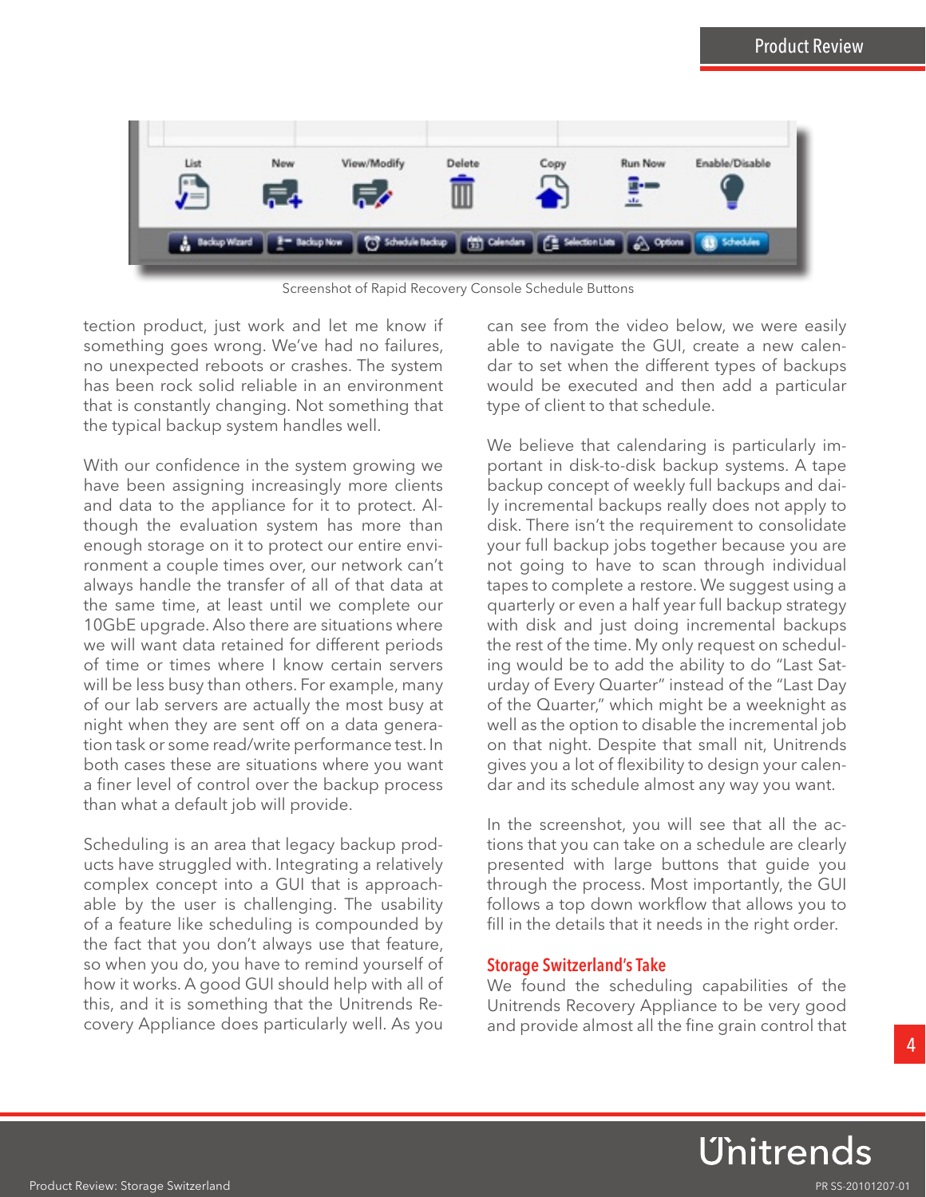Screenshot of Rapid Recovery Console Schedule Buttons

tection product, just work and let me know if something goes wrong. We've had no failures, no unexpected reboots or crashes. The system has been rock solid reliable in an environment that is constantly changing. Not something that the typical backup system handles well.

With our confidence in the system growing we have been assigning increasingly more clients and data to the appliance for it to protect. Although the evaluation system has more than enough storage on it to protect our entire environment a couple times over, our network can't always handle the transfer of all of that data at the same time, at least until we complete our 10GbE upgrade. Also there are situations where we will want data retained for different periods of time or times where I know certain servers will be less busy than others. For example, many of our lab servers are actually the most busy at night when they are sent off on a data generation task or some read/write performance test. In both cases these are situations where you want a finer level of control over the backup process than what a default job will provide.

Scheduling is an area that legacy backup products have struggled with. Integrating a relatively complex concept into a GUI that is approachable by the user is challenging. The usability of a feature like scheduling is compounded by the fact that you don't always use that feature, so when you do, you have to remind yourself of how it works. A good GUI should help with all of this, and it is something that the Unitrends Recovery Appliance does particularly well. As you can see from the video below, we were easily able to navigate the GUI, create a new calendar to set when the different types of backups would be executed and then add a particular type of client to that schedule.

We believe that calendaring is particularly important in disk-to-disk backup systems. A tape backup concept of weekly full backups and daily incremental backups really does not apply to disk. There isn't the requirement to consolidate your full backup jobs together because you are not going to have to scan through individual tapes to complete a restore. We suggest using a quarterly or even a half year full backup strategy with disk and just doing incremental backups the rest of the time. My only request on scheduling would be to add the ability to do "Last Saturday of Every Quarter" instead of the "Last Day of the Quarter," which might be a weeknight as well as the option to disable the incremental job on that night. Despite that small nit, Unitrends gives you a lot of flexibility to design your calendar and its schedule almost any way you want.

In the screenshot, you will see that all the actions that you can take on a schedule are clearly presented with large buttons that guide you through the process. Most importantly, the GUI follows a top down workflow that allows you to fill in the details that it needs in the right order.

### Storage Switzerland's Take

We found the scheduling capabilities of the Unitrends Recovery Appliance to be very good and provide almost all the fine grain control that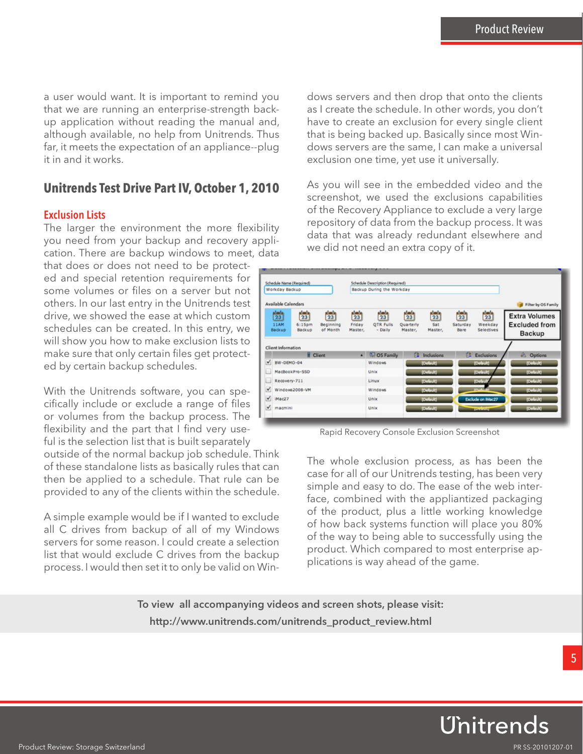a user would want. It is important to remind you that we are running an enterprise-strength backup application without reading the manual and, although available, no help from Unitrends. Thus far, it meets the expectation of an appliance--plug it in and it works.

## Unitrends Test Drive Part IV, October 1, 2010

### Exclusion Lists

The larger the environment the more flexibility you need from your backup and recovery application. There are backup windows to meet, data that does or does not need to be protected and special retention requirements for some volumes or files on a server but not others. In our last entry in the Unitrends test drive, we showed the ease at which custom schedules can be created. In this entry, we will show you how to make exclusion lists to make sure that only certain files get protected by certain backup schedules.

With the Unitrends software, you can specifically include or exclude a range of files or volumes from the backup process. The flexibility and the part that I find very useful is the selection list that is built separately outside of the normal backup job schedule. Think of these standalone lists as basically rules that can then be applied to a schedule. That rule can be provided to any of the clients within the schedule.

A simple example would be if I wanted to exclude all C drives from backup of all of my Windows servers for some reason. I could create a selection list that would exclude C drives from the backup process. I would then set it to only be valid on Windows servers and then drop that onto the clients as I create the schedule. In other words, you don't have to create an exclusion for every single client that is being backed up. Basically since most Windows servers are the same, I can make a universal exclusion one time, yet use it universally.

As you will see in the embedded video and the screenshot, we used the exclusions capabilities of the Recovery Appliance to exclude a very large repository of data from the backup process. It was data that was already redundant elsewhere and we did not need an extra copy of it.

Rapid Recovery Console Exclusion Screenshot

The whole exclusion process, as has been the case for all of our Unitrends testing, has been very simple and easy to do. The ease of the web interface, combined with the appliantized packaging of the product, plus a little working knowledge of how back systems function will place you 80% of the way to being able to successfully using the product. Which compared to most enterprise applications is way ahead of the game.

**To view all accompanying videos and screen shots, please visit:**
**http://www.unitrends.com/unitrends_product_review.html**